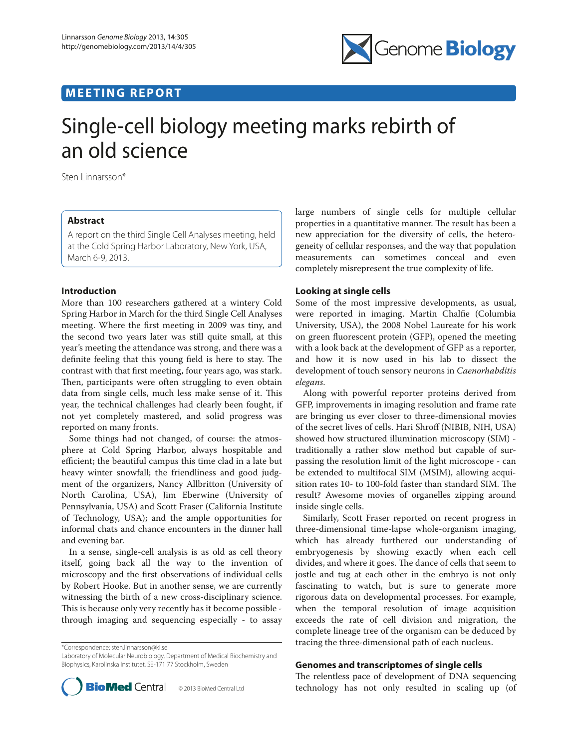MEETING REPORT

# Single-cell biology meeting marks rebirth of an old science

Sten Linnarsson*

## Abstract

A report on the third Single Cell Analyses meeting, held at the Cold Spring Harbor Laboratory, New York, USA, March 6-9, 2013.

## Introduction

More than 100 researchers gathered at a wintery Cold Spring Harbor in March for the third Single Cell Analyses meeting. Where the first meeting in 2009 was tiny, and the second two years later was still quite small, at this year's meeting the attendance was strong, and there was a definite feeling that this young field is here to stay. The contrast with that first meeting, four years ago, was stark. Then, participants were often struggling to even obtain data from single cells, much less make sense of it. This year, the technical challenges had clearly been fought, if not yet completely mastered, and solid progress was reported on many fronts.

Some things had not changed, of course: the atmosphere at Cold Spring Harbor, always hospitable and efficient; the beautiful campus this time clad in a late but heavy winter snowfall; the friendliness and good judgment of the organizers, Nancy Allbritton (University of North Carolina, USA), Jim Eberwine (University of Pennsylvania, USA) and Scott Fraser (California Institute of Technology, USA); and the ample opportunities for informal chats and chance encounters in the dinner hall and evening bar.

In a sense, single-cell analysis is as old as cell theory itself, going back all the way to the invention of microscopy and the first observations of individual cells by Robert Hooke. But in another sense, we are currently witnessing the birth of a new cross-disciplinary science. This is because only very recently has it become possible - through imaging and sequencing especially - to assay large numbers of single cells for multiple cellular properties in a quantitative manner. The result has been a new appreciation for the diversity of cells, the heterogeneity of cellular responses, and the way that population measurements can sometimes conceal and even completely misrepresent the true complexity of life.

## Looking at single cells

Some of the most impressive developments, as usual, were reported in imaging. Martin Chalfie (Columbia University, USA), the 2008 Nobel Laureate for his work on green fluorescent protein (GFP), opened the meeting with a look back at the development of GFP as a reporter, and how it is now used in his lab to dissect the development of touch sensory neurons in *Caenorhabditis elegans*.

Along with powerful reporter proteins derived from GFP, improvements in imaging resolution and frame rate are bringing us ever closer to three-dimensional movies of the secret lives of cells. Hari Shroff (NIBIB, NIH, USA) showed how structured illumination microscopy (SIM) - traditionally a rather slow method but capable of surpassing the resolution limit of the light microscope - can be extended to multifocal SIM (MSIM), allowing acquisition rates 10- to 100-fold faster than standard SIM. The result? Awesome movies of organelles zipping around inside single cells.

Similarly, Scott Fraser reported on recent progress in three-dimensional time-lapse whole-organism imaging, which has already furthered our understanding of embryogenesis by showing exactly when each cell divides, and where it goes. The dance of cells that seem to jostle and tug at each other in the embryo is not only fascinating to watch, but is sure to generate more rigorous data on developmental processes. For example, when the temporal resolution of image acquisition exceeds the rate of cell division and migration, the complete lineage tree of the organism can be deduced by tracing the three-dimensional path of each nucleus.

## Genomes and transcriptomes of single cells

The relentless pace of development of DNA sequencing technology has not only resulted in scaling up (of

*Correspondence: sten.linnarsson@ki.se
Laboratory of Molecular Neurobiology, Department of Medical Biochemistry and Biophysics, Karolinska Institutet, SE-171 77 Stockholm, Sweden

© 2013 BioMed Central Ltd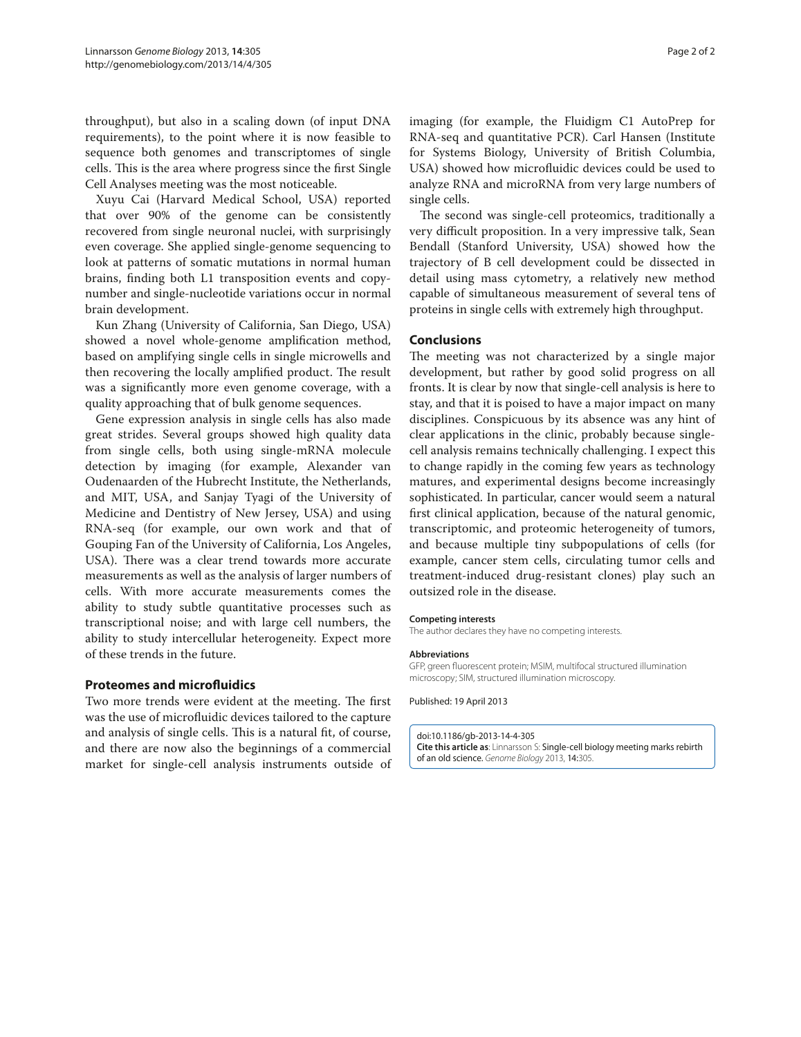throughput), but also in a scaling down (of input DNA requirements), to the point where it is now feasible to sequence both genomes and transcriptomes of single cells. This is the area where progress since the first Single Cell Analyses meeting was the most noticeable.

Xuyu Cai (Harvard Medical School, USA) reported that over 90% of the genome can be consistently recovered from single neuronal nuclei, with surprisingly even coverage. She applied single-genome sequencing to look at patterns of somatic mutations in normal human brains, finding both L1 transposition events and copy-number and single-nucleotide variations occur in normal brain development.

Kun Zhang (University of California, San Diego, USA) showed a novel whole-genome amplification method, based on amplifying single cells in single microwells and then recovering the locally amplified product. The result was a significantly more even genome coverage, with a quality approaching that of bulk genome sequences.

Gene expression analysis in single cells has also made great strides. Several groups showed high quality data from single cells, both using single-mRNA molecule detection by imaging (for example, Alexander van Oudenaarden of the Hubrecht Institute, the Netherlands, and MIT, USA, and Sanjay Tyagi of the University of Medicine and Dentistry of New Jersey, USA) and using RNA-seq (for example, our own work and that of Gouping Fan of the University of California, Los Angeles, USA). There was a clear trend towards more accurate measurements as well as the analysis of larger numbers of cells. With more accurate measurements comes the ability to study subtle quantitative processes such as transcriptional noise; and with large cell numbers, the ability to study intercellular heterogeneity. Expect more of these trends in the future.

## Proteomes and microfluidics

Two more trends were evident at the meeting. The first was the use of microfluidic devices tailored to the capture and analysis of single cells. This is a natural fit, of course, and there are now also the beginnings of a commercial market for single-cell analysis instruments outside of imaging (for example, the Fluidigm C1 AutoPrep for RNA-seq and quantitative PCR). Carl Hansen (Institute for Systems Biology, University of British Columbia, USA) showed how microfluidic devices could be used to analyze RNA and microRNA from very large numbers of single cells.

The second was single-cell proteomics, traditionally a very difficult proposition. In a very impressive talk, Sean Bendall (Stanford University, USA) showed how the trajectory of B cell development could be dissected in detail using mass cytometry, a relatively new method capable of simultaneous measurement of several tens of proteins in single cells with extremely high throughput.

## Conclusions

The meeting was not characterized by a single major development, but rather by good solid progress on all fronts. It is clear by now that single-cell analysis is here to stay, and that it is poised to have a major impact on many disciplines. Conspicuous by its absence was any hint of clear applications in the clinic, probably because single-cell analysis remains technically challenging. I expect this to change rapidly in the coming few years as technology matures, and experimental designs become increasingly sophisticated. In particular, cancer would seem a natural first clinical application, because of the natural genomic, transcriptomic, and proteomic heterogeneity of tumors, and because multiple tiny subpopulations of cells (for example, cancer stem cells, circulating tumor cells and treatment-induced drug-resistant clones) play such an outsized role in the disease.

#### Competing interests

The author declares they have no competing interests.

#### Abbreviations

GFP, green fluorescent protein; MSIM, multifocal structured illumination microscopy; SIM, structured illumination microscopy.

Published: 19 April 2013

doi:10.1186/gb-2013-14-4-305

**Cite this article as**: Linnarsson S: Single-cell biology meeting marks rebirth of an old science. *Genome Biology* 2013, **14**:305.